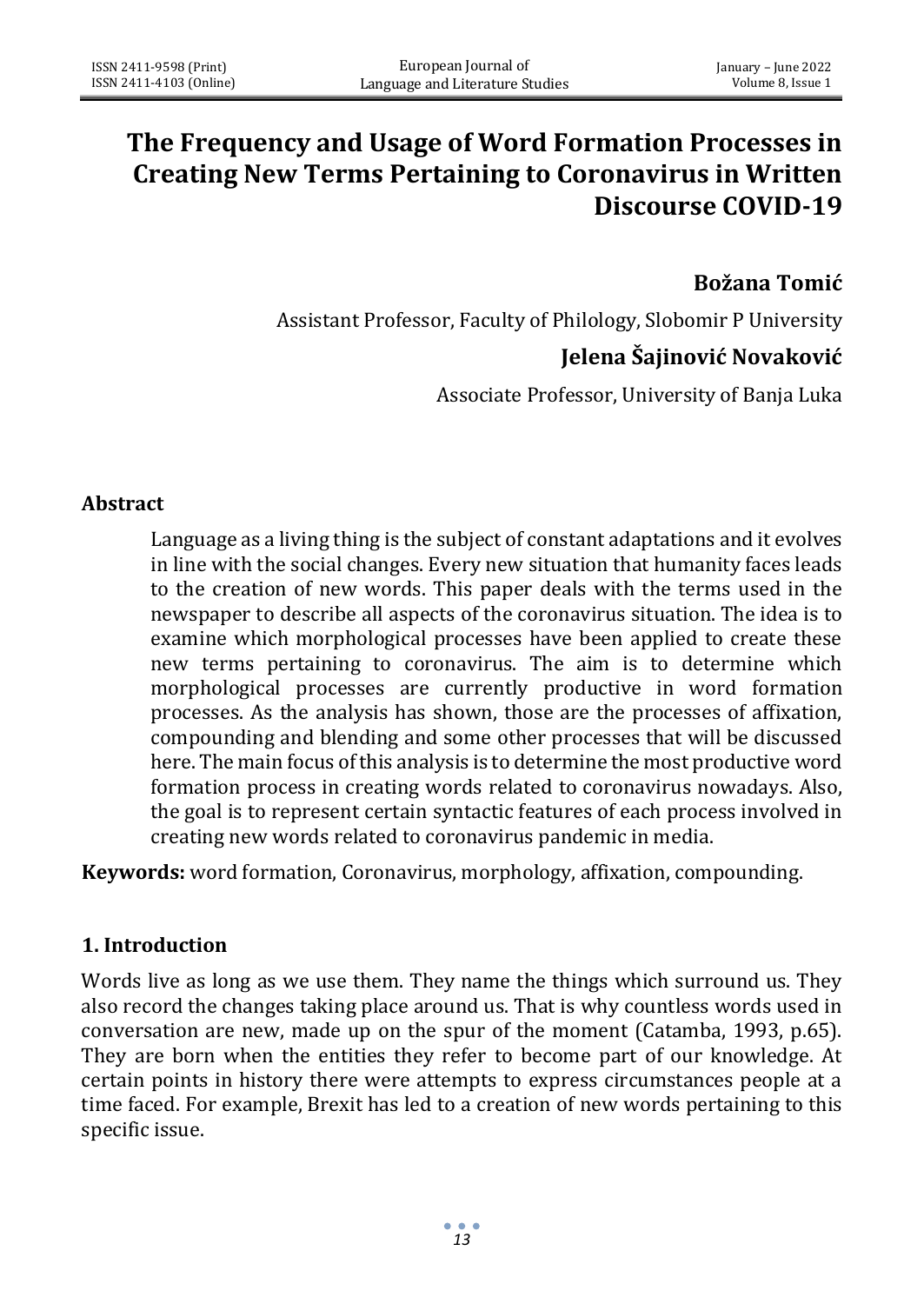# The Frequency and Usage of Word Formation Processes in Creating New Terms Pertaining to Coronavirus in Written Discourse COVID-19

**Božana Tomić**

Assistant Professor, Faculty of Philology, Slobomir P University

**Jelena Šajinović Novaković**

Associate Professor, University of Banja Luka

## Abstract

Language as a living thing is the subject of constant adaptations and it evolves in line with the social changes. Every new situation that humanity faces leads to the creation of new words. This paper deals with the terms used in the newspaper to describe all aspects of the coronavirus situation. The idea is to examine which morphological processes have been applied to create these new terms pertaining to coronavirus. The aim is to determine which morphological processes are currently productive in word formation processes. As the analysis has shown, those are the processes of affixation, compounding and blending and some other processes that will be discussed here. The main focus of this analysis is to determine the most productive word formation process in creating words related to coronavirus nowadays. Also, the goal is to represent certain syntactic features of each process involved in creating new words related to coronavirus pandemic in media.

**Keywords:** word formation, Coronavirus, morphology, affixation, compounding.

## 1. Introduction

Words live as long as we use them. They name the things which surround us. They also record the changes taking place around us. That is why countless words used in conversation are new, made up on the spur of the moment (Catamba, 1993, p.65). They are born when the entities they refer to become part of our knowledge. At certain points in history there were attempts to express circumstances people at a time faced. For example, Brexit has led to a creation of new words pertaining to this specific issue.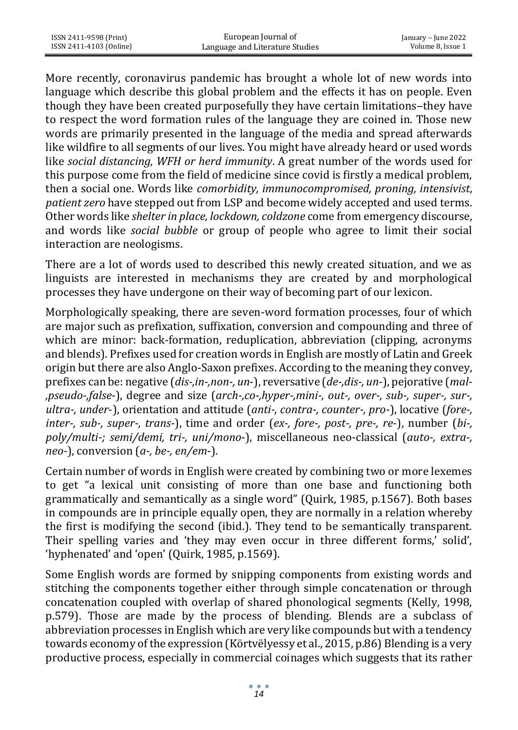More recently, coronavirus pandemic has brought a whole lot of new words into language which describe this global problem and the effects it has on people. Even though they have been created purposefully they have certain limitations–they have to respect the word formation rules of the language they are coined in. Those new words are primarily presented in the language of the media and spread afterwards like wildfire to all segments of our lives. You might have already heard or used words like *social distancing, WFH or herd immunity*. A great number of the words used for this purpose come from the field of medicine since covid is firstly a medical problem, then a social one. Words like *comorbidity, immunocompromised, proning, intensivist*, *patient zero* have stepped out from LSP and become widely accepted and used terms. Other words like *shelter in place, lockdown, coldzone* come from emergency discourse, and words like *social bubble* or group of people who agree to limit their social interaction are neologisms.

There are a lot of words used to described this newly created situation, and we as linguists are interested in mechanisms they are created by and morphological processes they have undergone on their way of becoming part of our lexicon.

Morphologically speaking, there are seven-word formation processes, four of which are major such as prefixation, suffixation, conversion and compounding and three of which are minor: back-formation, reduplication, abbreviation (clipping, acronyms and blends). Prefixes used for creation words in English are mostly of Latin and Greek origin but there are also Anglo-Saxon prefixes. According to the meaning they convey, prefixes can be: negative (*dis-,in-,non-, un-*), reversative (*de-,dis-, un-*), pejorative (*mal-,pseudo-,false-*), degree and size (*arch-,co-,hyper-,mini-, out-, over-, sub-, super-, sur-, ultra-, under-*), orientation and attitude (*anti-, contra-, counter-, pro-*), locative (*fore-, inter-, sub-, super-, trans-*), time and order (*ex-, fore-, post-, pre-, re-*), number (*bi-, poly/multi-; semi/demi, tri-, uni/mono-*), miscellaneous neo-classical (*auto-, extra-, neo-*), conversion (*a-, be-, en/em-*).

Certain number of words in English were created by combining two or more lexemes to get "a lexical unit consisting of more than one base and functioning both grammatically and semantically as a single word" (Quirk, 1985, p.1567). Both bases in compounds are in principle equally open, they are normally in a relation whereby the first is modifying the second (ibid.). They tend to be semantically transparent. Their spelling varies and 'they may even occur in three different forms,' solid', 'hyphenated' and 'open' (Quirk, 1985, p.1569).

Some English words are formed by snipping components from existing words and stitching the components together either through simple concatenation or through concatenation coupled with overlap of shared phonological segments (Kelly, 1998, p.579). Those are made by the process of blending. Blends are a subclass of abbreviation processes in English which are very like compounds but with a tendency towards economy of the expression (Körtvélyessy et al., 2015, p.86) Blending is a very productive process, especially in commercial coinages which suggests that its rather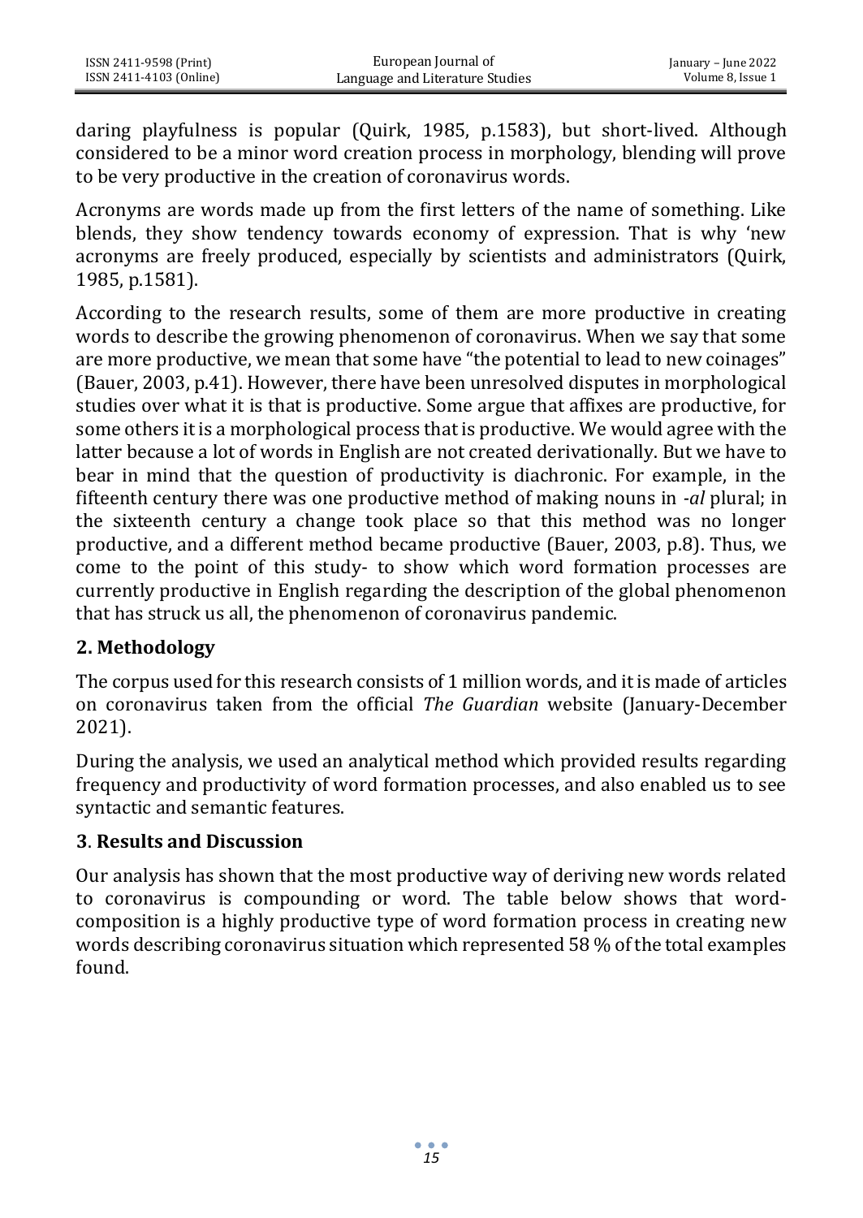daring playfulness is popular (Quirk, 1985, p.1583), but short-lived. Although considered to be a minor word creation process in morphology, blending will prove to be very productive in the creation of coronavirus words.

Acronyms are words made up from the first letters of the name of something. Like blends, they show tendency towards economy of expression. That is why 'new acronyms are freely produced, especially by scientists and administrators (Quirk, 1985, p.1581).

According to the research results, some of them are more productive in creating words to describe the growing phenomenon of coronavirus. When we say that some are more productive, we mean that some have "the potential to lead to new coinages" (Bauer, 2003, p.41). However, there have been unresolved disputes in morphological studies over what it is that is productive. Some argue that affixes are productive, for some others it is a morphological process that is productive. We would agree with the latter because a lot of words in English are not created derivationally. But we have to bear in mind that the question of productivity is diachronic. For example, in the fifteenth century there was one productive method of making nouns in *-al* plural; in the sixteenth century a change took place so that this method was no longer productive, and a different method became productive (Bauer, 2003, p.8). Thus, we come to the point of this study- to show which word formation processes are currently productive in English regarding the description of the global phenomenon that has struck us all, the phenomenon of coronavirus pandemic.

## 2. Methodology

The corpus used for this research consists of 1 million words, and it is made of articles on coronavirus taken from the official *The Guardian* website (January-December 2021).

During the analysis, we used an analytical method which provided results regarding frequency and productivity of word formation processes, and also enabled us to see syntactic and semantic features.

## 3. Results and Discussion

Our analysis has shown that the most productive way of deriving new words related to coronavirus is compounding or word. The table below shows that word-composition is a highly productive type of word formation process in creating new words describing coronavirus situation which represented 58 % of the total examples found.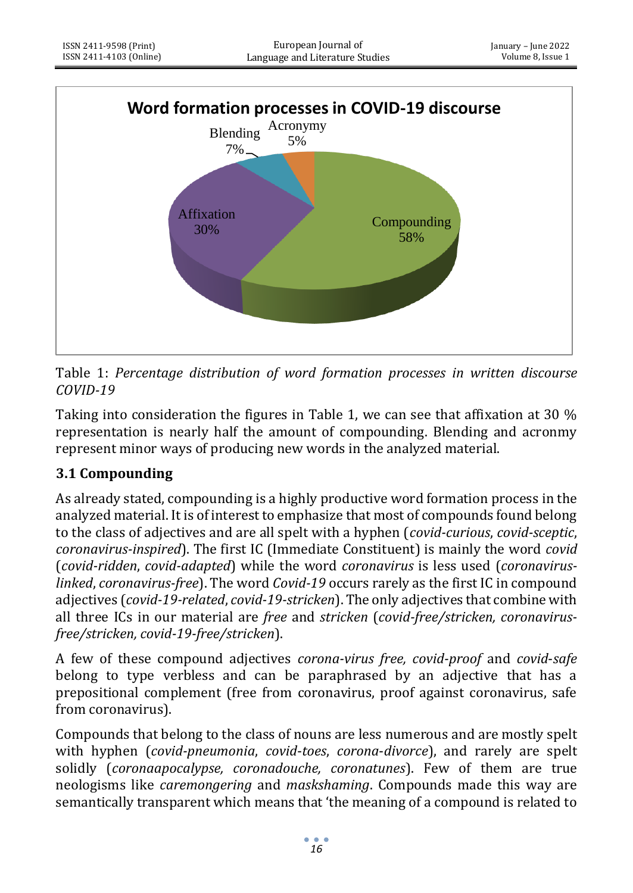**Word formation processes in COVID-19 discourse**

| Process | Percentage |
|---|---|
| Compounding | 58% |
| Affixation | 30% |
| Blending | 7% |
| Acronymy | 5% |

Table 1: *Percentage distribution of word formation processes in written discourse COVID-19*

Taking into consideration the figures in Table 1, we can see that affixation at 30 % representation is nearly half the amount of compounding. Blending and acronmy represent minor ways of producing new words in the analyzed material.

### 3.1 Compounding

As already stated, compounding is a highly productive word formation process in the analyzed material. It is of interest to emphasize that most of compounds found belong to the class of adjectives and are all spelt with a hyphen (*covid-curious*, *covid-sceptic*, *coronavirus-inspired*). The first IC (Immediate Constituent) is mainly the word *covid* (*covid-ridden*, *covid-adapted*) while the word *coronavirus* is less used (*coronavirus-linked*, *coronavirus-free*). The word *Covid-19* occurs rarely as the first IC in compound adjectives (*covid-19-related*, *covid-19-stricken*). The only adjectives that combine with all three ICs in our material are *free* and *stricken* (*covid-free/stricken, coronavirus-free/stricken, covid-19-free/stricken*).

A few of these compound adjectives *corona-virus free, covid-proof* and *covid-safe* belong to type verbless and can be paraphrased by an adjective that has a prepositional complement (free from coronavirus, proof against coronavirus, safe from coronavirus).

Compounds that belong to the class of nouns are less numerous and are mostly spelt with hyphen (*covid-pneumonia*, *covid-toes*, *corona-divorce*), and rarely are spelt solidly (*coronaapocalypse, coronadouche, coronatunes*). Few of them are true neologisms like *caremongering* and *maskshaming*. Compounds made this way are semantically transparent which means that 'the meaning of a compound is related to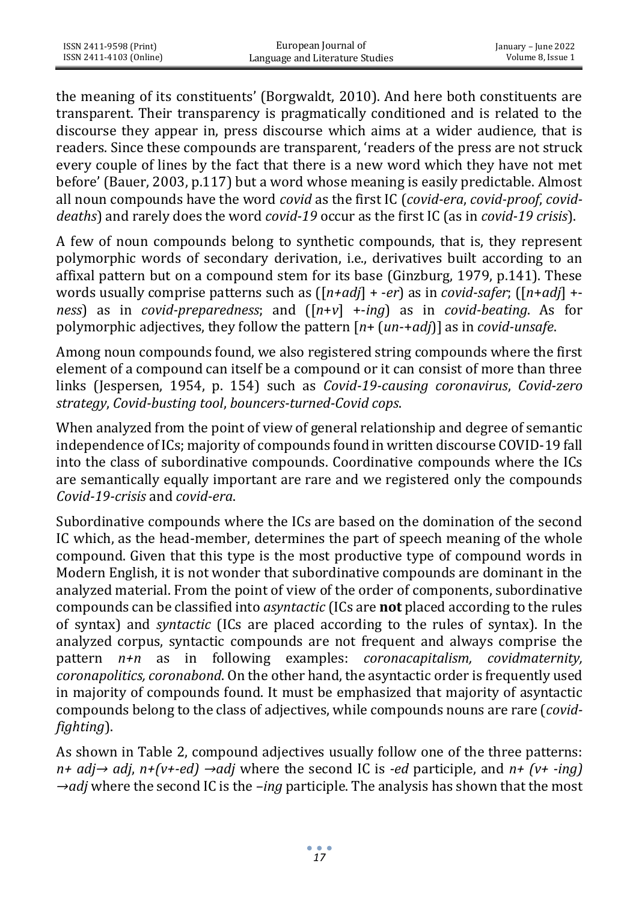the meaning of its constituents' (Borgwaldt, 2010). And here both constituents are transparent. Their transparency is pragmatically conditioned and is related to the discourse they appear in, press discourse which aims at a wider audience, that is readers. Since these compounds are transparent, 'readers of the press are not struck every couple of lines by the fact that there is a new word which they have not met before' (Bauer, 2003, p.117) but a word whose meaning is easily predictable. Almost all noun compounds have the word *covid* as the first IC (*covid-era*, *covid-proof*, *covid-deaths*) and rarely does the word *covid-19* occur as the first IC (as in *covid-19 crisis*).

A few of noun compounds belong to synthetic compounds, that is, they represent polymorphic words of secondary derivation, i.e., derivatives built according to an affixal pattern but on a compound stem for its base (Ginzburg, 1979, p.141). These words usually comprise patterns such as ([*n+adj*] + -*er*) as in *covid-safer*; ([*n+adj*] +-*ness*) as in *covid-preparedness*; and ([*n+v*] +-*ing*) as in *covid-beating*. As for polymorphic adjectives, they follow the pattern [*n+* (*un-+adj*)] as in *covid-unsafe*.

Among noun compounds found, we also registered string compounds where the first element of a compound can itself be a compound or it can consist of more than three links (Jespersen, 1954, p. 154) such as *Covid-19-causing coronavirus*, *Covid-zero strategy*, *Covid-busting tool*, *bouncers-turned-Covid cops*.

When analyzed from the point of view of general relationship and degree of semantic independence of ICs; majority of compounds found in written discourse COVID-19 fall into the class of subordinative compounds. Coordinative compounds where the ICs are semantically equally important are rare and we registered only the compounds *Covid-19-crisis* and *covid-era*.

Subordinative compounds where the ICs are based on the domination of the second IC which, as the head-member, determines the part of speech meaning of the whole compound. Given that this type is the most productive type of compound words in Modern English, it is not wonder that subordinative compounds are dominant in the analyzed material. From the point of view of the order of components, subordinative compounds can be classified into *asyntactic* (ICs are **not** placed according to the rules of syntax) and *syntactic* (ICs are placed according to the rules of syntax). In the analyzed corpus, syntactic compounds are not frequent and always comprise the pattern *n+n* as in following examples: *coronacapitalism, covidmaternity, coronapolitics, coronabond*. On the other hand, the asyntactic order is frequently used in majority of compounds found. It must be emphasized that majority of asyntactic compounds belong to the class of adjectives, while compounds nouns are rare (*covid-fighting*).

As shown in Table 2, compound adjectives usually follow one of the three patterns: *n+ adj→ adj*, *n+(v+-ed) →adj* where the second IC is *-ed* participle, and *n+ (v+ -ing) →adj* where the second IC is the *–ing* participle. The analysis has shown that the most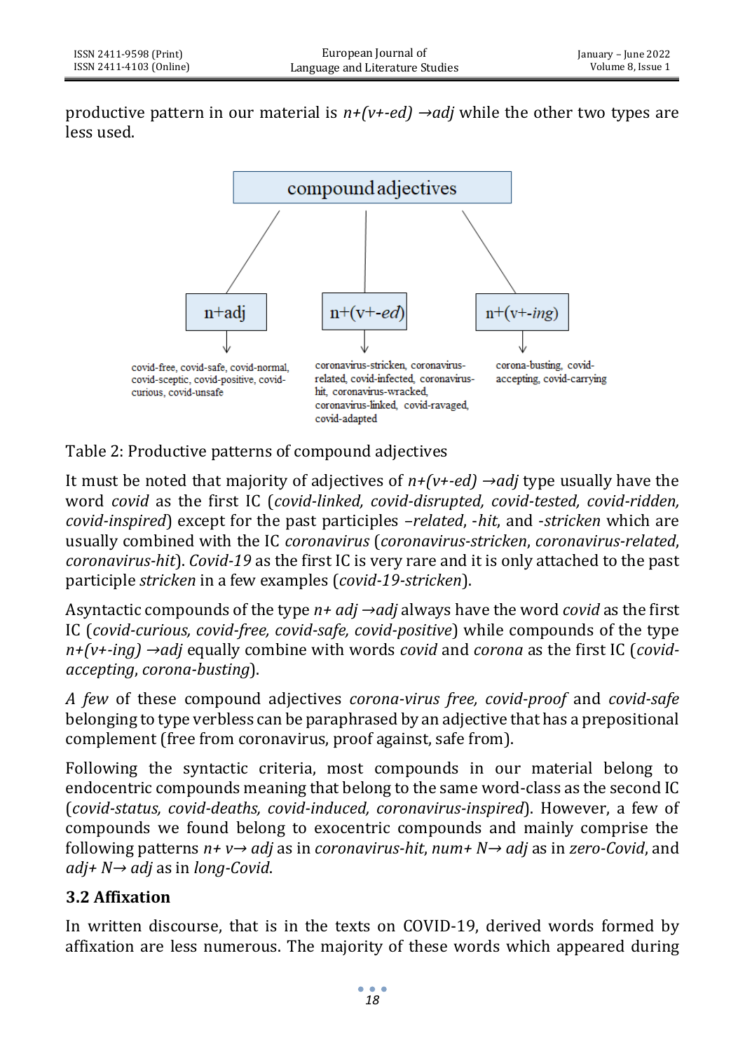productive pattern in our material is *n+(v+-ed) →adj* while the other two types are less used.

| compound adjectives | | |
|---|---|---|
| n+adj | n+(v+-*ed*) | n+(v+-*ing*) |
| covid-free, covid-safe, covid-normal, covid-sceptic, covid-positive, covid-curious, covid-unsafe | coronavirus-stricken, coronavirus-related, covid-infected, coronavirus-hit, coronavirus-wracked, coronavirus-linked, covid-ravaged, covid-adapted | corona-busting, covid-accepting, covid-carrying |

Table 2: Productive patterns of compound adjectives

It must be noted that majority of adjectives of *n+(v+-ed) →adj* type usually have the word *covid* as the first IC (*covid-linked, covid-disrupted, covid-tested, covid-ridden, covid-inspired*) except for the past participles *–related*, *-hit*, and *-stricken* which are usually combined with the IC *coronavirus* (*coronavirus-stricken*, *coronavirus-related*, *coronavirus-hit*). *Covid-19* as the first IC is very rare and it is only attached to the past participle *stricken* in a few examples (*covid-19-stricken*).

Asyntactic compounds of the type *n+ adj →adj* always have the word *covid* as the first IC (*covid-curious, covid-free, covid-safe, covid-positive*) while compounds of the type *n+(v+-ing) →adj* equally combine with words *covid* and *corona* as the first IC (*covid-accepting*, *corona-busting*).

*A few* of these compound adjectives *corona-virus free, covid-proof* and *covid-safe* belonging to type verbless can be paraphrased by an adjective that has a prepositional complement (free from coronavirus, proof against, safe from).

Following the syntactic criteria, most compounds in our material belong to endocentric compounds meaning that belong to the same word-class as the second IC (*covid-status, covid-deaths, covid-induced, coronavirus-inspired*). However, a few of compounds we found belong to exocentric compounds and mainly comprise the following patterns *n+ v→ adj* as in *coronavirus-hit*, *num+ N→ adj* as in *zero-Covid*, and *adj+ N→ adj* as in *long-Covid*.

### 3.2 Affixation

In written discourse, that is in the texts on COVID-19, derived words formed by affixation are less numerous. The majority of these words which appeared during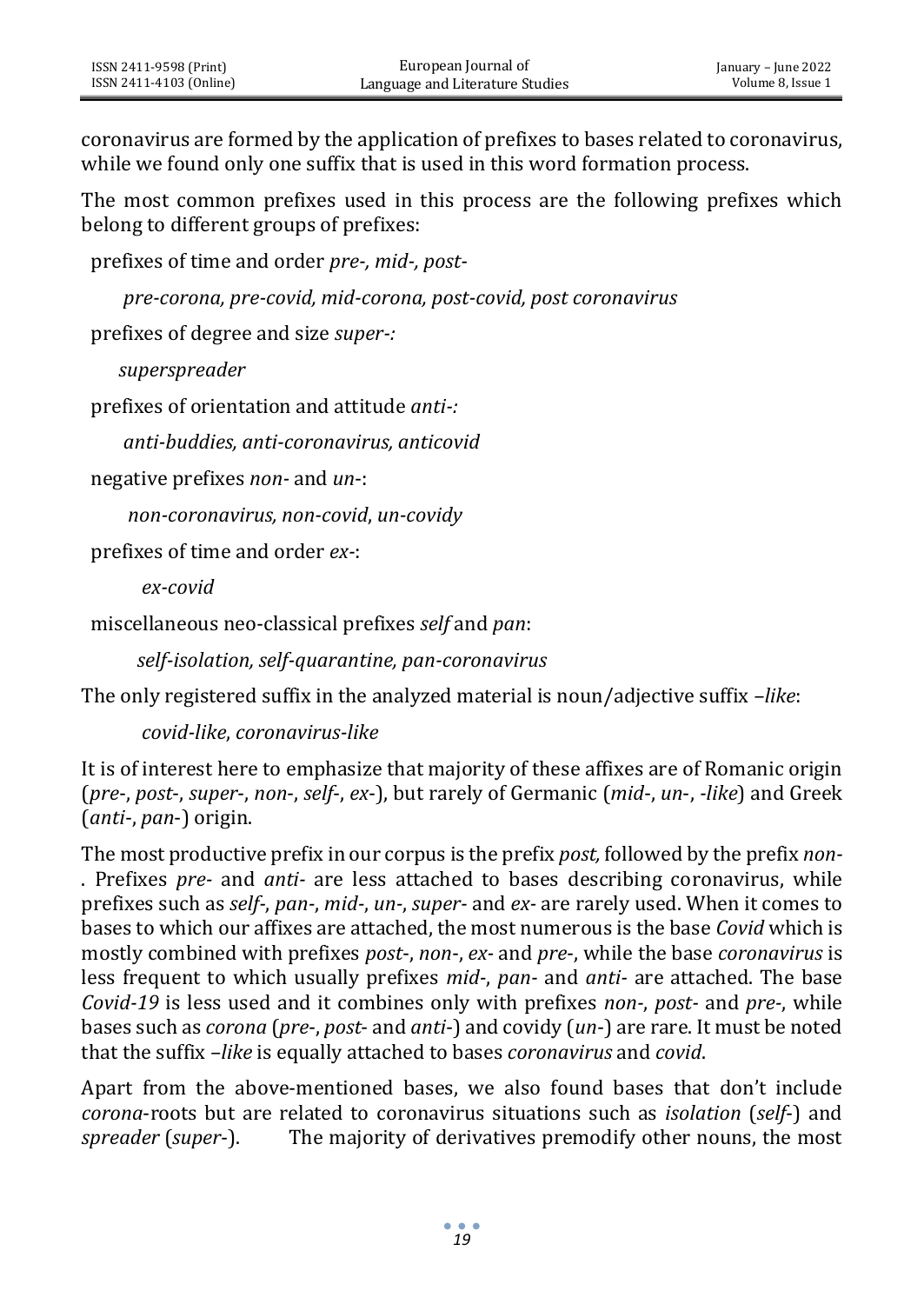coronavirus are formed by the application of prefixes to bases related to coronavirus, while we found only one suffix that is used in this word formation process.

The most common prefixes used in this process are the following prefixes which belong to different groups of prefixes:

prefixes of time and order *pre-, mid-, post-*

*pre-corona, pre-covid, mid-corona, post-covid, post coronavirus*

prefixes of degree and size *super-:*

*superspreader*

prefixes of orientation and attitude *anti-:*

*anti-buddies, anti-coronavirus, anticovid*

negative prefixes *non-* and *un-*:

*non-coronavirus, non-covid*, *un-covidy*

prefixes of time and order *ex-*:

*ex-covid*

miscellaneous neo-classical prefixes *self* and *pan*:

*self-isolation, self-quarantine, pan-coronavirus*

The only registered suffix in the analyzed material is noun/adjective suffix *–like*:

*covid-like*, *coronavirus-like*

It is of interest here to emphasize that majority of these affixes are of Romanic origin (*pre-*, *post-*, *super-*, *non-*, *self-*, *ex-*), but rarely of Germanic (*mid-*, *un-*, *-like*) and Greek (*anti-*, *pan-*) origin.

The most productive prefix in our corpus is the prefix *post,* followed by the prefix *non-*. Prefixes *pre-* and *anti-* are less attached to bases describing coronavirus, while prefixes such as *self-*, *pan-*, *mid-*, *un-*, *super-* and *ex-* are rarely used. When it comes to bases to which our affixes are attached, the most numerous is the base *Covid* which is mostly combined with prefixes *post-*, *non-*, *ex-* and *pre-*, while the base *coronavirus* is less frequent to which usually prefixes *mid-*, *pan-* and *anti-* are attached. The base *Covid-19* is less used and it combines only with prefixes *non-*, *post-* and *pre-*, while bases such as *corona* (*pre-*, *post-* and *anti-*) and covidy (*un-*) are rare. It must be noted that the suffix *–like* is equally attached to bases *coronavirus* and *covid*.

Apart from the above-mentioned bases, we also found bases that don't include *corona*-roots but are related to coronavirus situations such as *isolation* (*self-*) and *spreader* (*super-*). The majority of derivatives premodify other nouns, the most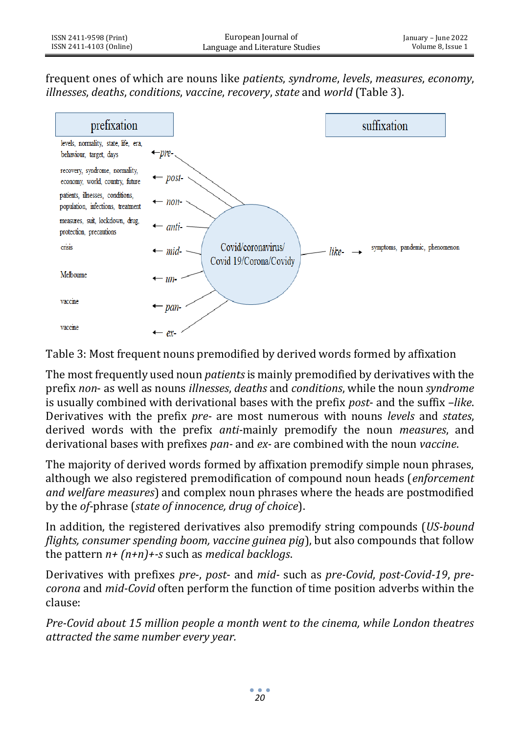frequent ones of which are nouns like *patients*, *syndrome*, *levels*, *measures*, *economy*, *illnesses*, *deaths*, *conditions*, *vaccine*, *recovery*, *state* and *world* (Table 3).

| Nouns | Affixation | Base |
|---|---|---|
| **prefixation** | | |
| levels, normality, state, life, era, behaviour, target, days | *pre-* | Covid/coronavirus/ Covid 19/Corona/Covidy |
| recovery, syndrome, normality, economy, world, country, future | *post-* | Covid/coronavirus/ Covid 19/Corona/Covidy |
| patients, illnesses, conditions, population, infections, treatment | *non-* | Covid/coronavirus/ Covid 19/Corona/Covidy |
| measures, suit, lockdown, drug, protection, precautions | *anti-* | Covid/coronavirus/ Covid 19/Corona/Covidy |
| crisis | *mid-* | Covid/coronavirus/ Covid 19/Corona/Covidy |
| Melbourne | *un-* | Covid/coronavirus/ Covid 19/Corona/Covidy |
| vaccine | *pan-* | Covid/coronavirus/ Covid 19/Corona/Covidy |
| vaccine | *ex-* | Covid/coronavirus/ Covid 19/Corona/Covidy |
| **suffixation** | | |
| symptoms, pandemic, phenomenon | *like-* | Covid/coronavirus/ Covid 19/Corona/Covidy |

Table 3: Most frequent nouns premodified by derived words formed by affixation

The most frequently used noun *patients* is mainly premodified by derivatives with the prefix *non-* as well as nouns *illnesses*, *deaths* and *conditions*, while the noun *syndrome* is usually combined with derivational bases with the prefix *post-* and the suffix *–like*. Derivatives with the prefix *pre-* are most numerous with nouns *levels* and *states*, derived words with the prefix *anti*-mainly premodify the noun *measures*, and derivational bases with prefixes *pan-* and *ex-* are combined with the noun *vaccine*.

The majority of derived words formed by affixation premodify simple noun phrases, although we also registered premodification of compound noun heads (*enforcement and welfare measures*) and complex noun phrases where the heads are postmodified by the *of*-phrase (*state of innocence, drug of choice*).

In addition, the registered derivatives also premodify string compounds (*US-bound flights, consumer spending boom, vaccine guinea pig*), but also compounds that follow the pattern *n+ (n+n)+-s* such as *medical backlogs*.

Derivatives with prefixes *pre-*, *post-* and *mid-* such as *pre-Covid*, *post-Covid-19*, *pre-corona* and *mid-Covid* often perform the function of time position adverbs within the clause:

*Pre-Covid about 15 million people a month went to the cinema, while London theatres attracted the same number every year.*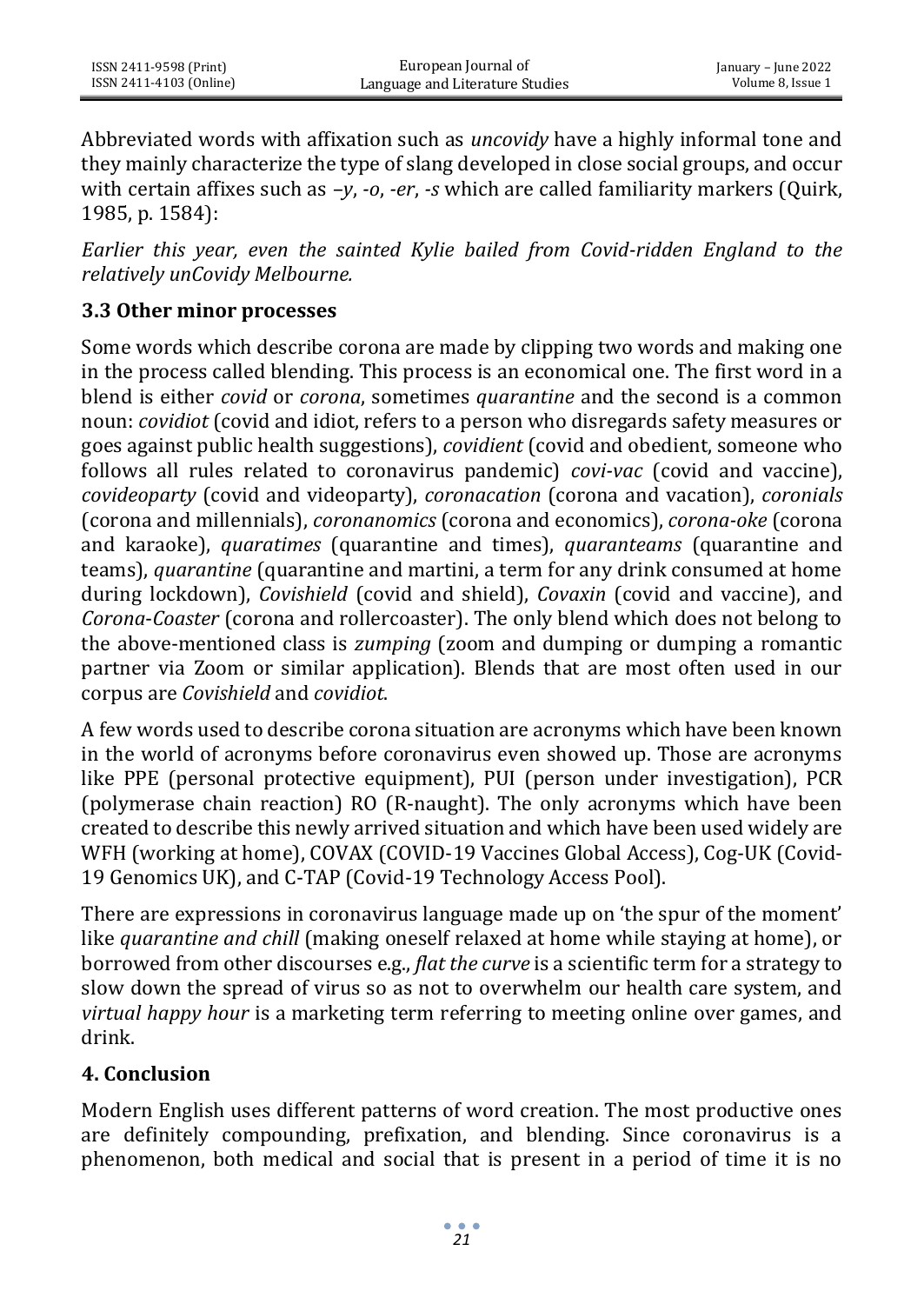Abbreviated words with affixation such as *uncovidy* have a highly informal tone and they mainly characterize the type of slang developed in close social groups, and occur with certain affixes such as *–y*, *-o*, *-er*, *-s* which are called familiarity markers (Quirk, 1985, p. 1584):

*Earlier this year, even the sainted Kylie bailed from Covid-ridden England to the relatively unCovidy Melbourne.*

### 3.3 Other minor processes

Some words which describe corona are made by clipping two words and making one in the process called blending. This process is an economical one. The first word in a blend is either *covid* or *corona*, sometimes *quarantine* and the second is a common noun: *covidiot* (covid and idiot, refers to a person who disregards safety measures or goes against public health suggestions), *covidient* (covid and obedient, someone who follows all rules related to coronavirus pandemic) *covi-vac* (covid and vaccine), *covideoparty* (covid and videoparty), *coronacation* (corona and vacation), *coronials* (corona and millennials), *corona­nomics* (corona and economics), *corona-oke* (corona and karaoke), *quaratimes* (quarantine and times), *quaranteams* (quarantine and teams), *quarantine* (quarantine and martini, a term for any drink consumed at home during lockdown), *Covishield* (covid and shield), *Covaxin* (covid and vaccine), and *Corona-Coaster* (corona and rollercoaster). The only blend which does not belong to the above-mentioned class is *zumping* (zoom and dumping or dumping a romantic partner via Zoom or similar application). Blends that are most often used in our corpus are *Covishield* and *covidiot*.

A few words used to describe corona situation are acronyms which have been known in the world of acronyms before coronavirus even showed up. Those are acronyms like PPE (personal protective equipment), PUI (person under investigation), PCR (polymerase chain reaction) RO (R-naught). The only acronyms which have been created to describe this newly arrived situation and which have been used widely are WFH (working at home), COVAX (COVID-19 Vaccines Global Access), Cog-UK (Covid-19 Genomics UK), and C-TAP (Covid-19 Technology Access Pool).

There are expressions in coronavirus language made up on 'the spur of the moment' like *quarantine and chill* (making oneself relaxed at home while staying at home), or borrowed from other discourses e.g., *flat the curve* is a scientific term for a strategy to slow down the spread of virus so as not to overwhelm our health care system, and *virtual happy hour* is a marketing term referring to meeting online over games, and drink.

## 4. Conclusion

Modern English uses different patterns of word creation. The most productive ones are definitely compounding, prefixation, and blending. Since coronavirus is a phenomenon, both medical and social that is present in a period of time it is no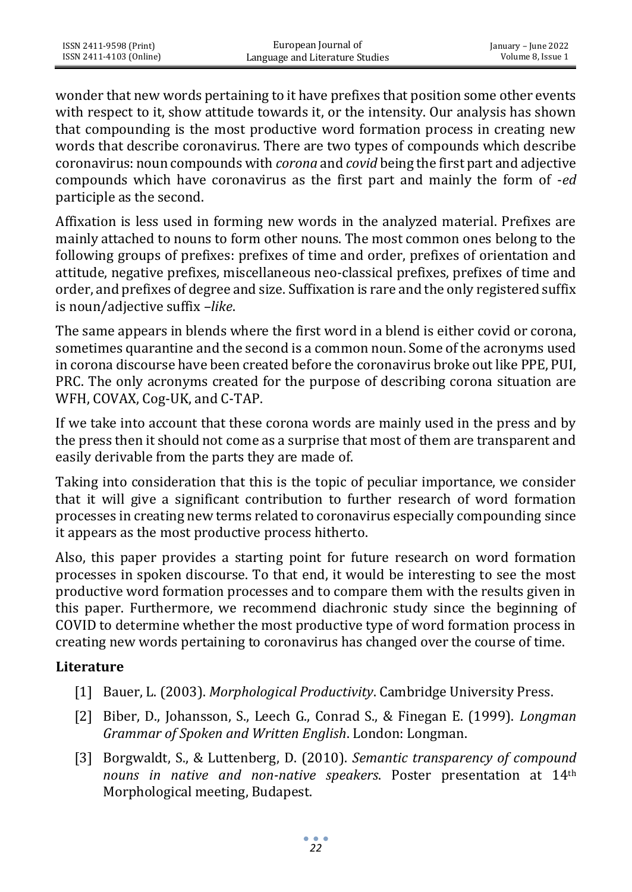wonder that new words pertaining to it have prefixes that position some other events with respect to it, show attitude towards it, or the intensity. Our analysis has shown that compounding is the most productive word formation process in creating new words that describe coronavirus. There are two types of compounds which describe coronavirus: noun compounds with *corona* and *covid* being the first part and adjective compounds which have coronavirus as the first part and mainly the form of -*ed* participle as the second.

Affixation is less used in forming new words in the analyzed material. Prefixes are mainly attached to nouns to form other nouns. The most common ones belong to the following groups of prefixes: prefixes of time and order, prefixes of orientation and attitude, negative prefixes, miscellaneous neo-classical prefixes, prefixes of time and order, and prefixes of degree and size. Suffixation is rare and the only registered suffix is noun/adjective suffix –*like*.

The same appears in blends where the first word in a blend is either covid or corona, sometimes quarantine and the second is a common noun. Some of the acronyms used in corona discourse have been created before the coronavirus broke out like PPE, PUI, PRC. The only acronyms created for the purpose of describing corona situation are WFH, COVAX, Cog-UK, and C-TAP.

If we take into account that these corona words are mainly used in the press and by the press then it should not come as a surprise that most of them are transparent and easily derivable from the parts they are made of.

Taking into consideration that this is the topic of peculiar importance, we consider that it will give a significant contribution to further research of word formation processes in creating new terms related to coronavirus especially compounding since it appears as the most productive process hitherto.

Also, this paper provides a starting point for future research on word formation processes in spoken discourse. To that end, it would be interesting to see the most productive word formation processes and to compare them with the results given in this paper. Furthermore, we recommend diachronic study since the beginning of COVID to determine whether the most productive type of word formation process in creating new words pertaining to coronavirus has changed over the course of time.

## Literature

[1] Bauer, L. (2003). *Morphological Productivity*. Cambridge University Press.

[2] Biber, D., Johansson, S., Leech G., Conrad S., & Finegan E. (1999). *Longman Grammar of Spoken and Written English*. London: Longman.

[3] Borgwaldt, S., & Luttenberg, D. (2010). *Semantic transparency of compound nouns in native and non-native speakers*. Poster presentation at 14th Morphological meeting, Budapest.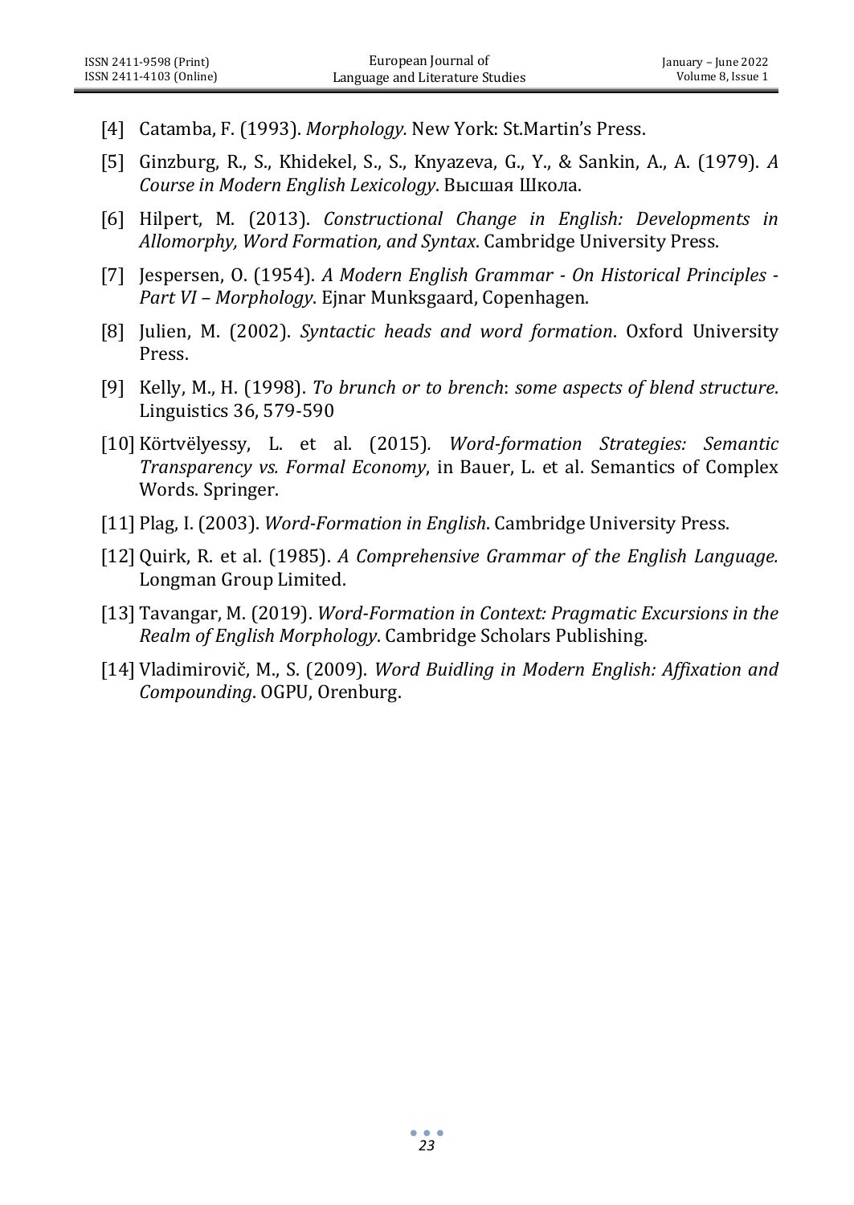[4] Catamba, F. (1993). *Morphology.* New York: St.Martin's Press.

[5] Ginzburg, R., S., Khidekel, S., S., Knyazeva, G., Y., & Sankin, A., A. (1979). *A Course in Modern English Lexicology*. Высшая Школа.

[6] Hilpert, M. (2013). *Constructional Change in English: Developments in Allomorphy, Word Formation, and Syntax*. Cambridge University Press.

[7] Jespersen, O. (1954). *A Modern English Grammar - On Historical Principles - Part VI – Morphology*. Ejnar Munksgaard, Copenhagen.

[8] Julien, M. (2002). *Syntactic heads and word formation*. Oxford University Press.

[9] Kelly, M., H. (1998). *To brunch or to brench*: *some aspects of blend structure*. Linguistics 36, 579-590

[10] Körtvëlyessy, L. et al. (2015)*. Word-formation Strategies: Semantic Transparency vs. Formal Economy*, in Bauer, L. et al. Semantics of Complex Words. Springer.

[11] Plag, I. (2003). *Word-Formation in English*. Cambridge University Press.

[12] Quirk, R. et al. (1985). *A Comprehensive Grammar of the English Language.* Longman Group Limited.

[13] Tavangar, M. (2019). *Word-Formation in Context: Pragmatic Excursions in the Realm of English Morphology*. Cambridge Scholars Publishing.

[14] Vladimirovič, M., S. (2009). *Word Buidling in Modern English: Affixation and Compounding*. OGPU, Orenburg.